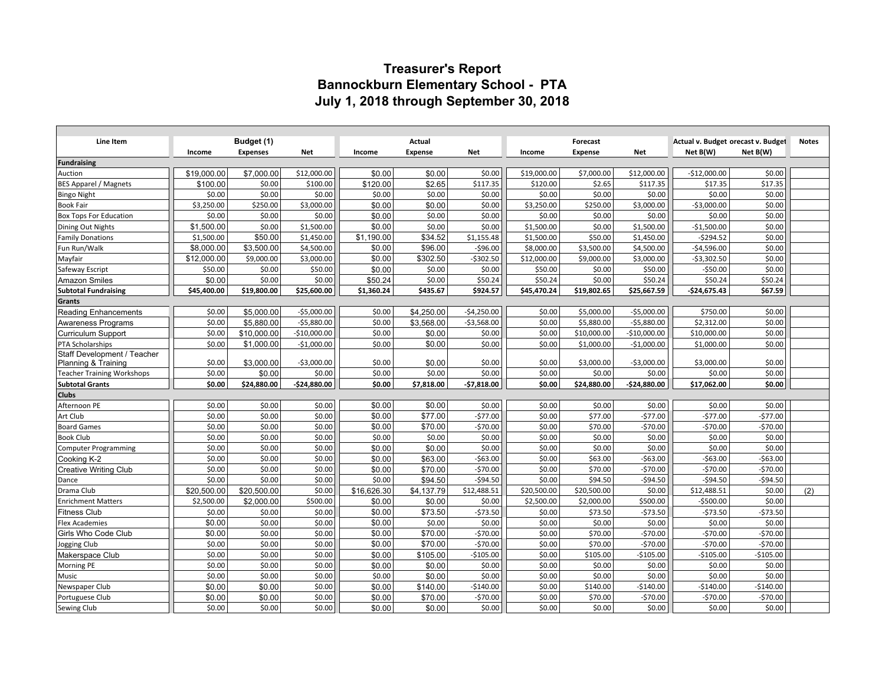# Treasurer's Report
## Bannockburn Elementary School - PTA
## July 1, 2018 through September 30, 2018

| Line Item | Budget (1) | | | Actual | | | Forecast | | | Actual v. Budget | orecast v. Budget | Notes |
|---|---|---|---|---|---|---|---|---|---|---|---|---|
| | Income | Expenses | Net | Income | Expense | Net | Income | Expense | Net | Net B(W) | Net B(W) | |
| **Fundraising** | | | | | | | | | | | | |
| Auction | $19,000.00 | $7,000.00 | $12,000.00 | $0.00 | $0.00 | $0.00 | $19,000.00 | $7,000.00 | $12,000.00 | -$12,000.00 | $0.00 | |
| BES Apparel / Magnets | $100.00 | $0.00 | $100.00 | $120.00 | $2.65 | $117.35 | $120.00 | $2.65 | $117.35 | $17.35 | $17.35 | |
| Bingo Night | $0.00 | $0.00 | $0.00 | $0.00 | $0.00 | $0.00 | $0.00 | $0.00 | $0.00 | $0.00 | $0.00 | |
| Book Fair | $3,250.00 | $250.00 | $3,000.00 | $0.00 | $0.00 | $0.00 | $3,250.00 | $250.00 | $3,000.00 | -$3,000.00 | $0.00 | |
| Box Tops For Education | $0.00 | $0.00 | $0.00 | $0.00 | $0.00 | $0.00 | $0.00 | $0.00 | $0.00 | $0.00 | $0.00 | |
| Dining Out Nights | $1,500.00 | $0.00 | $1,500.00 | $0.00 | $0.00 | $0.00 | $1,500.00 | $0.00 | $1,500.00 | -$1,500.00 | $0.00 | |
| Family Donations | $1,500.00 | $50.00 | $1,450.00 | $1,190.00 | $34.52 | $1,155.48 | $1,500.00 | $50.00 | $1,450.00 | -$294.52 | $0.00 | |
| Fun Run/Walk | $8,000.00 | $3,500.00 | $4,500.00 | $0.00 | $96.00 | -$96.00 | $8,000.00 | $3,500.00 | $4,500.00 | -$4,596.00 | $0.00 | |
| Mayfair | $12,000.00 | $9,000.00 | $3,000.00 | $0.00 | $302.50 | -$302.50 | $12,000.00 | $9,000.00 | $3,000.00 | -$3,302.50 | $0.00 | |
| Safeway Escript | $50.00 | $0.00 | $50.00 | $0.00 | $0.00 | $0.00 | $50.00 | $0.00 | $50.00 | -$50.00 | $0.00 | |
| Amazon Smiles | $0.00 | $0.00 | $0.00 | $50.24 | $0.00 | $50.24 | $50.24 | $0.00 | $50.24 | $50.24 | $50.24 | |
| **Subtotal Fundraising** | **$45,400.00** | **$19,800.00** | **$25,600.00** | **$1,360.24** | **$435.67** | **$924.57** | **$45,470.24** | **$19,802.65** | **$25,667.59** | **-$24,675.43** | **$67.59** | |
| **Grants** | | | | | | | | | | | | |
| Reading Enhancements | $0.00 | $5,000.00 | -$5,000.00 | $0.00 | $4,250.00 | -$4,250.00 | $0.00 | $5,000.00 | -$5,000.00 | $750.00 | $0.00 | |
| Awareness Programs | $0.00 | $5,880.00 | -$5,880.00 | $0.00 | $3,568.00 | -$3,568.00 | $0.00 | $5,880.00 | -$5,880.00 | $2,312.00 | $0.00 | |
| Curriculum Support | $0.00 | $10,000.00 | -$10,000.00 | $0.00 | $0.00 | $0.00 | $0.00 | $10,000.00 | -$10,000.00 | $10,000.00 | $0.00 | |
| PTA Scholarships | $0.00 | $1,000.00 | -$1,000.00 | $0.00 | $0.00 | $0.00 | $0.00 | $1,000.00 | -$1,000.00 | $1,000.00 | $0.00 | |
| Staff Development / Teacher Planning & Training | $0.00 | $3,000.00 | -$3,000.00 | $0.00 | $0.00 | $0.00 | $0.00 | $3,000.00 | -$3,000.00 | $3,000.00 | $0.00 | |
| Teacher Training Workshops | $0.00 | $0.00 | $0.00 | $0.00 | $0.00 | $0.00 | $0.00 | $0.00 | $0.00 | $0.00 | $0.00 | |
| **Subtotal Grants** | **$0.00** | **$24,880.00** | **-$24,880.00** | **$0.00** | **$7,818.00** | **-$7,818.00** | **$0.00** | **$24,880.00** | **-$24,880.00** | **$17,062.00** | **$0.00** | |
| **Clubs** | | | | | | | | | | | | |
| Afternoon PE | $0.00 | $0.00 | $0.00 | $0.00 | $0.00 | $0.00 | $0.00 | $0.00 | $0.00 | $0.00 | $0.00 | |
| Art Club | $0.00 | $0.00 | $0.00 | $0.00 | $77.00 | -$77.00 | $0.00 | $77.00 | -$77.00 | -$77.00 | -$77.00 | |
| Board Games | $0.00 | $0.00 | $0.00 | $0.00 | $70.00 | -$70.00 | $0.00 | $70.00 | -$70.00 | -$70.00 | -$70.00 | |
| Book Club | $0.00 | $0.00 | $0.00 | $0.00 | $0.00 | $0.00 | $0.00 | $0.00 | $0.00 | $0.00 | $0.00 | |
| Computer Programming | $0.00 | $0.00 | $0.00 | $0.00 | $0.00 | $0.00 | $0.00 | $0.00 | $0.00 | $0.00 | $0.00 | |
| Cooking K-2 | $0.00 | $0.00 | $0.00 | $0.00 | $63.00 | -$63.00 | $0.00 | $63.00 | -$63.00 | -$63.00 | -$63.00 | |
| Creative Writing Club | $0.00 | $0.00 | $0.00 | $0.00 | $70.00 | -$70.00 | $0.00 | $70.00 | -$70.00 | -$70.00 | -$70.00 | |
| Dance | $0.00 | $0.00 | $0.00 | $0.00 | $94.50 | -$94.50 | $0.00 | $94.50 | -$94.50 | -$94.50 | -$94.50 | |
| Drama Club | $20,500.00 | $20,500.00 | $0.00 | $16,626.30 | $4,137.79 | $12,488.51 | $20,500.00 | $20,500.00 | $0.00 | $12,488.51 | $0.00 | (2) |
| Enrichment Matters | $2,500.00 | $2,000.00 | $500.00 | $0.00 | $0.00 | $0.00 | $2,500.00 | $2,000.00 | $500.00 | -$500.00 | $0.00 | |
| Fitness Club | $0.00 | $0.00 | $0.00 | $0.00 | $73.50 | -$73.50 | $0.00 | $73.50 | -$73.50 | -$73.50 | -$73.50 | |
| Flex Academies | $0.00 | $0.00 | $0.00 | $0.00 | $0.00 | $0.00 | $0.00 | $0.00 | $0.00 | $0.00 | $0.00 | |
| Girls Who Code Club | $0.00 | $0.00 | $0.00 | $0.00 | $70.00 | -$70.00 | $0.00 | $70.00 | -$70.00 | -$70.00 | -$70.00 | |
| Jogging Club | $0.00 | $0.00 | $0.00 | $0.00 | $70.00 | -$70.00 | $0.00 | $70.00 | -$70.00 | -$70.00 | -$70.00 | |
| Makerspace Club | $0.00 | $0.00 | $0.00 | $0.00 | $105.00 | -$105.00 | $0.00 | $105.00 | -$105.00 | -$105.00 | -$105.00 | |
| Morning PE | $0.00 | $0.00 | $0.00 | $0.00 | $0.00 | $0.00 | $0.00 | $0.00 | $0.00 | $0.00 | $0.00 | |
| Music | $0.00 | $0.00 | $0.00 | $0.00 | $0.00 | $0.00 | $0.00 | $0.00 | $0.00 | $0.00 | $0.00 | |
| Newspaper Club | $0.00 | $0.00 | $0.00 | $0.00 | $140.00 | -$140.00 | $0.00 | $140.00 | -$140.00 | -$140.00 | -$140.00 | |
| Portuguese Club | $0.00 | $0.00 | $0.00 | $0.00 | $70.00 | -$70.00 | $0.00 | $70.00 | -$70.00 | -$70.00 | -$70.00 | |
| Sewing Club | $0.00 | $0.00 | $0.00 | $0.00 | $0.00 | $0.00 | $0.00 | $0.00 | $0.00 | $0.00 | $0.00 | |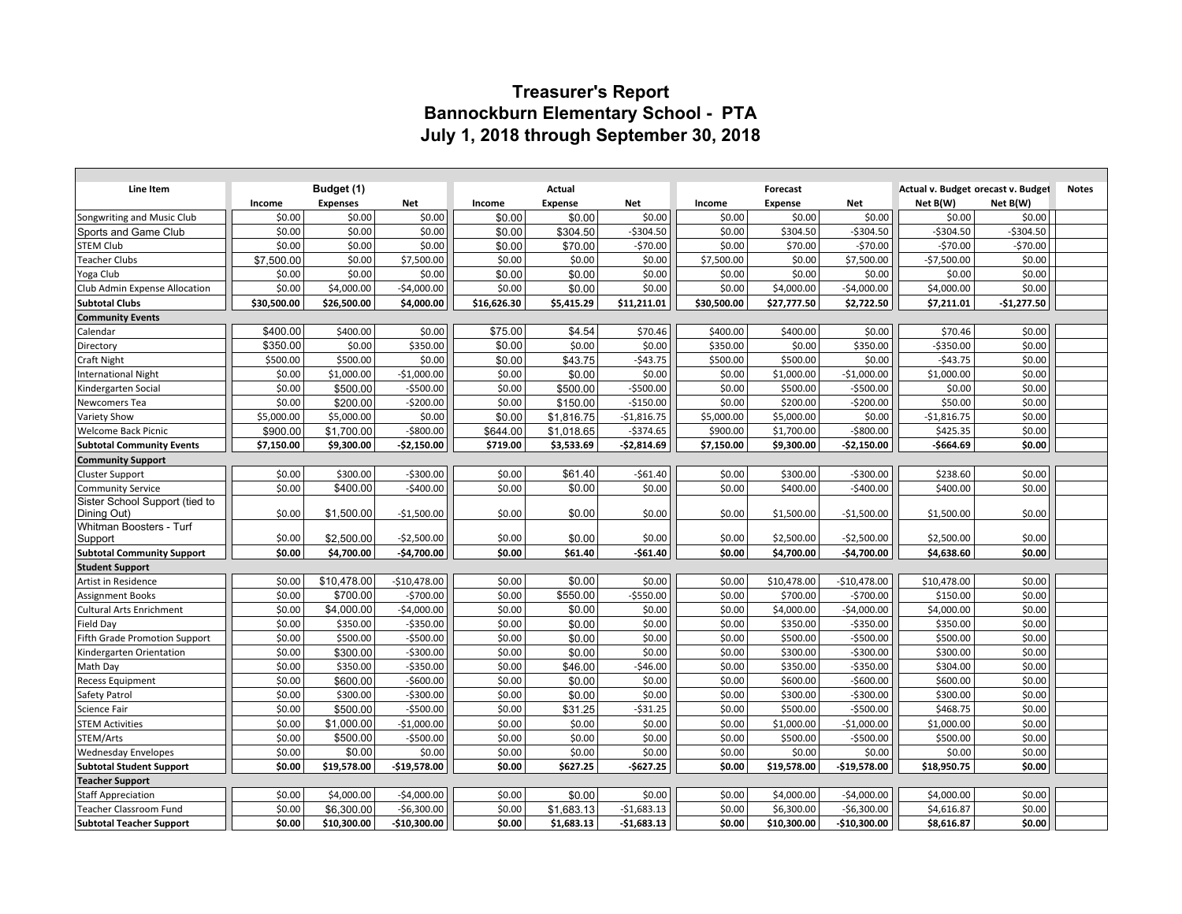# Treasurer's Report
# Bannockburn Elementary School - PTA
# July 1, 2018 through September 30, 2018

| Line Item | Budget (1) | | | Actual | | | Forecast | | | Actual v. Budget | orecast v. Budget | Notes |
|---|---|---|---|---|---|---|---|---|---|---|---|---|
| | Income | Expenses | Net | Income | Expense | Net | Income | Expense | Net | Net B(W) | Net B(W) | |
| Songwriting and Music Club | $0.00 | $0.00 | $0.00 | $0.00 | $0.00 | $0.00 | $0.00 | $0.00 | $0.00 | $0.00 | $0.00 | |
| Sports and Game Club | $0.00 | $0.00 | $0.00 | $0.00 | $304.50 | -$304.50 | $0.00 | $304.50 | -$304.50 | -$304.50 | -$304.50 | |
| STEM Club | $0.00 | $0.00 | $0.00 | $0.00 | $70.00 | -$70.00 | $0.00 | $70.00 | -$70.00 | -$70.00 | -$70.00 | |
| Teacher Clubs | $7,500.00 | $0.00 | $7,500.00 | $0.00 | $0.00 | $0.00 | $7,500.00 | $0.00 | $7,500.00 | -$7,500.00 | $0.00 | |
| Yoga Club | $0.00 | $0.00 | $0.00 | $0.00 | $0.00 | $0.00 | $0.00 | $0.00 | $0.00 | $0.00 | $0.00 | |
| Club Admin Expense Allocation | $0.00 | $4,000.00 | -$4,000.00 | $0.00 | $0.00 | $0.00 | $0.00 | $4,000.00 | -$4,000.00 | $4,000.00 | $0.00 | |
| **Subtotal Clubs** | **$30,500.00** | **$26,500.00** | **$4,000.00** | **$16,626.30** | **$5,415.29** | **$11,211.01** | **$30,500.00** | **$27,777.50** | **$2,722.50** | **$7,211.01** | **-$1,277.50** | |
| **Community Events** | | | | | | | | | | | | |
| Calendar | $400.00 | $400.00 | $0.00 | $75.00 | $4.54 | $70.46 | $400.00 | $400.00 | $0.00 | $70.46 | $0.00 | |
| Directory | $350.00 | $0.00 | $350.00 | $0.00 | $0.00 | $0.00 | $350.00 | $0.00 | $350.00 | -$350.00 | $0.00 | |
| Craft Night | $500.00 | $500.00 | $0.00 | $0.00 | $43.75 | -$43.75 | $500.00 | $500.00 | $0.00 | -$43.75 | $0.00 | |
| International Night | $0.00 | $1,000.00 | -$1,000.00 | $0.00 | $0.00 | $0.00 | $0.00 | $1,000.00 | -$1,000.00 | $1,000.00 | $0.00 | |
| Kindergarten Social | $0.00 | $500.00 | -$500.00 | $0.00 | $500.00 | -$500.00 | $0.00 | $500.00 | -$500.00 | $0.00 | $0.00 | |
| Newcomers Tea | $0.00 | $200.00 | -$200.00 | $0.00 | $150.00 | -$150.00 | $0.00 | $200.00 | -$200.00 | $50.00 | $0.00 | |
| Variety Show | $5,000.00 | $5,000.00 | $0.00 | $0.00 | $1,816.75 | -$1,816.75 | $5,000.00 | $5,000.00 | $0.00 | -$1,816.75 | $0.00 | |
| Welcome Back Picnic | $900.00 | $1,700.00 | -$800.00 | $644.00 | $1,018.65 | -$374.65 | $900.00 | $1,700.00 | -$800.00 | $425.35 | $0.00 | |
| **Subtotal Community Events** | **$7,150.00** | **$9,300.00** | **-$2,150.00** | **$719.00** | **$3,533.69** | **-$2,814.69** | **$7,150.00** | **$9,300.00** | **-$2,150.00** | **-$664.69** | **$0.00** | |
| **Community Support** | | | | | | | | | | | | |
| Cluster Support | $0.00 | $300.00 | -$300.00 | $0.00 | $61.40 | -$61.40 | $0.00 | $300.00 | -$300.00 | $238.60 | $0.00 | |
| Community Service | $0.00 | $400.00 | -$400.00 | $0.00 | $0.00 | $0.00 | $0.00 | $400.00 | -$400.00 | $400.00 | $0.00 | |
| Sister School Support (tied to Dining Out) | $0.00 | $1,500.00 | -$1,500.00 | $0.00 | $0.00 | $0.00 | $0.00 | $1,500.00 | -$1,500.00 | $1,500.00 | $0.00 | |
| Whitman Boosters - Turf Support | $0.00 | $2,500.00 | -$2,500.00 | $0.00 | $0.00 | $0.00 | $0.00 | $2,500.00 | -$2,500.00 | $2,500.00 | $0.00 | |
| **Subtotal Community Support** | **$0.00** | **$4,700.00** | **-$4,700.00** | **$0.00** | **$61.40** | **-$61.40** | **$0.00** | **$4,700.00** | **-$4,700.00** | **$4,638.60** | **$0.00** | |
| **Student Support** | | | | | | | | | | | | |
| Artist in Residence | $0.00 | $10,478.00 | -$10,478.00 | $0.00 | $0.00 | $0.00 | $0.00 | $10,478.00 | -$10,478.00 | $10,478.00 | $0.00 | |
| Assignment Books | $0.00 | $700.00 | -$700.00 | $0.00 | $550.00 | -$550.00 | $0.00 | $700.00 | -$700.00 | $150.00 | $0.00 | |
| Cultural Arts Enrichment | $0.00 | $4,000.00 | -$4,000.00 | $0.00 | $0.00 | $0.00 | $0.00 | $4,000.00 | -$4,000.00 | $4,000.00 | $0.00 | |
| Field Day | $0.00 | $350.00 | -$350.00 | $0.00 | $0.00 | $0.00 | $0.00 | $350.00 | -$350.00 | $350.00 | $0.00 | |
| Fifth Grade Promotion Support | $0.00 | $500.00 | -$500.00 | $0.00 | $0.00 | $0.00 | $0.00 | $500.00 | -$500.00 | $500.00 | $0.00 | |
| Kindergarten Orientation | $0.00 | $300.00 | -$300.00 | $0.00 | $0.00 | $0.00 | $0.00 | $300.00 | -$300.00 | $300.00 | $0.00 | |
| Math Day | $0.00 | $350.00 | -$350.00 | $0.00 | $46.00 | -$46.00 | $0.00 | $350.00 | -$350.00 | $304.00 | $0.00 | |
| Recess Equipment | $0.00 | $600.00 | -$600.00 | $0.00 | $0.00 | $0.00 | $0.00 | $600.00 | -$600.00 | $600.00 | $0.00 | |
| Safety Patrol | $0.00 | $300.00 | -$300.00 | $0.00 | $0.00 | $0.00 | $0.00 | $300.00 | -$300.00 | $300.00 | $0.00 | |
| Science Fair | $0.00 | $500.00 | -$500.00 | $0.00 | $31.25 | -$31.25 | $0.00 | $500.00 | -$500.00 | $468.75 | $0.00 | |
| STEM Activities | $0.00 | $1,000.00 | -$1,000.00 | $0.00 | $0.00 | $0.00 | $0.00 | $1,000.00 | -$1,000.00 | $1,000.00 | $0.00 | |
| STEM/Arts | $0.00 | $500.00 | -$500.00 | $0.00 | $0.00 | $0.00 | $0.00 | $500.00 | -$500.00 | $500.00 | $0.00 | |
| Wednesday Envelopes | $0.00 | $0.00 | $0.00 | $0.00 | $0.00 | $0.00 | $0.00 | $0.00 | $0.00 | $0.00 | $0.00 | |
| **Subtotal Student Support** | **$0.00** | **$19,578.00** | **-$19,578.00** | **$0.00** | **$627.25** | **-$627.25** | **$0.00** | **$19,578.00** | **-$19,578.00** | **$18,950.75** | **$0.00** | |
| **Teacher Support** | | | | | | | | | | | | |
| Staff Appreciation | $0.00 | $4,000.00 | -$4,000.00 | $0.00 | $0.00 | $0.00 | $0.00 | $4,000.00 | -$4,000.00 | $4,000.00 | $0.00 | |
| Teacher Classroom Fund | $0.00 | $6,300.00 | -$6,300.00 | $0.00 | $1,683.13 | -$1,683.13 | $0.00 | $6,300.00 | -$6,300.00 | $4,616.87 | $0.00 | |
| **Subtotal Teacher Support** | **$0.00** | **$10,300.00** | **-$10,300.00** | **$0.00** | **$1,683.13** | **-$1,683.13** | **$0.00** | **$10,300.00** | **-$10,300.00** | **$8,616.87** | **$0.00** | |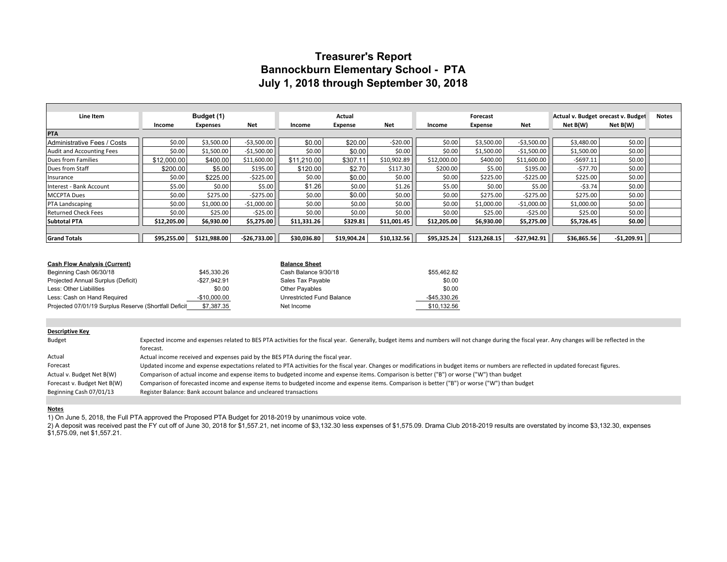# Treasurer's Report
# Bannockburn Elementary School - PTA
# July 1, 2018 through September 30, 2018

| Line Item | Budget (1) | | | Actual | | | Forecast | | | Actual v. Budget | Forecast v. Budget | Notes |
|---|---|---|---|---|---|---|---|---|---|---|---|---|
| | Income | Expenses | Net | Income | Expense | Net | Income | Expense | Net | Net B(W) | Net B(W) | |
| **PTA** | | | | | | | | | | | | |
| Administrative Fees / Costs | $0.00 | $3,500.00 | -$3,500.00 | $0.00 | $20.00 | -$20.00 | $0.00 | $3,500.00 | -$3,500.00 | $3,480.00 | $0.00 | |
| Audit and Accounting Fees | $0.00 | $1,500.00 | -$1,500.00 | $0.00 | $0.00 | $0.00 | $0.00 | $1,500.00 | -$1,500.00 | $1,500.00 | $0.00 | |
| Dues from Families | $12,000.00 | $400.00 | $11,600.00 | $11,210.00 | $307.11 | $10,902.89 | $12,000.00 | $400.00 | $11,600.00 | -$697.11 | $0.00 | |
| Dues from Staff | $200.00 | $5.00 | $195.00 | $120.00 | $2.70 | $117.30 | $200.00 | $5.00 | $195.00 | -$77.70 | $0.00 | |
| Insurance | $0.00 | $225.00 | -$225.00 | $0.00 | $0.00 | $0.00 | $0.00 | $225.00 | -$225.00 | $225.00 | $0.00 | |
| Interest - Bank Account | $5.00 | $0.00 | $5.00 | $1.26 | $0.00 | $1.26 | $5.00 | $0.00 | $5.00 | -$3.74 | $0.00 | |
| MCCPTA Dues | $0.00 | $275.00 | -$275.00 | $0.00 | $0.00 | $0.00 | $0.00 | $275.00 | -$275.00 | $275.00 | $0.00 | |
| PTA Landscaping | $0.00 | $1,000.00 | -$1,000.00 | $0.00 | $0.00 | $0.00 | $0.00 | $1,000.00 | -$1,000.00 | $1,000.00 | $0.00 | |
| Returned Check Fees | $0.00 | $25.00 | -$25.00 | $0.00 | $0.00 | $0.00 | $0.00 | $25.00 | -$25.00 | $25.00 | $0.00 | |
| **Subtotal PTA** | **$12,205.00** | **$6,930.00** | **$5,275.00** | **$11,331.26** | **$329.81** | **$11,001.45** | **$12,205.00** | **$6,930.00** | **$5,275.00** | **$5,726.45** | **$0.00** | |
| | | | | | | | | | | | | |
| **Grand Totals** | **$95,255.00** | **$121,988.00** | **-$26,733.00** | **$30,036.80** | **$19,904.24** | **$10,132.56** | **$95,325.24** | **$123,268.15** | **-$27,942.91** | **$36,865.56** | **-$1,209.91** | |

| **Cash Flow Analysis (Current)** | | **Balance Sheet** | |
|---|---|---|---|
| Beginning Cash 06/30/18 | $45,330.26 | Cash Balance 9/30/18 | $55,462.82 |
| Projected Annual Surplus (Deficit) | -$27,942.91 | Sales Tax Payable | $0.00 |
| Less: Other Liabilities | $0.00 | Other Payables | $0.00 |
| Less: Cash on Hand Required | -$10,000.00 | Unrestricted Fund Balance | -$45,330.26 |
| Projected 07/01/19 Surplus Reserve (Shortfall Deficit) | $7,387.35 | Net Income | $10,132.56 |

**Descriptive Key**

| | |
|---|---|
| Budget | Expected income and expenses related to BES PTA activities for the fiscal year. Generally, budget items and numbers will not change during the fiscal year. Any changes will be reflected in the forecast. |
| Actual | Actual income received and expenses paid by the BES PTA during the fiscal year. |
| Forecast | Updated income and expense expectations related to PTA activities for the fiscal year. Changes or modifications in budget items or numbers are reflected in updated forecast figures. |
| Actual v. Budget Net B(W) | Comparison of actual income and expense items to budgeted income and expense items. Comparison is better ("B") or worse ("W") than budget |
| Forecast v. Budget Net B(W) | Comparison of forecasted income and expense items to budgeted income and expense items. Comparison is better ("B") or worse ("W") than budget |
| Beginning Cash 07/01/13 | Register Balance: Bank account balance and uncleared transactions |

**Notes**

1) On June 5, 2018, the Full PTA approved the Proposed PTA Budget for 2018-2019 by unanimous voice vote.

2) A deposit was received past the FY cut off of June 30, 2018 for $1,557.21, net income of $3,132.30 less expenses of $1,575.09. Drama Club 2018-2019 results are overstated by income $3,132.30, expenses $1,575.09, net $1,557.21.